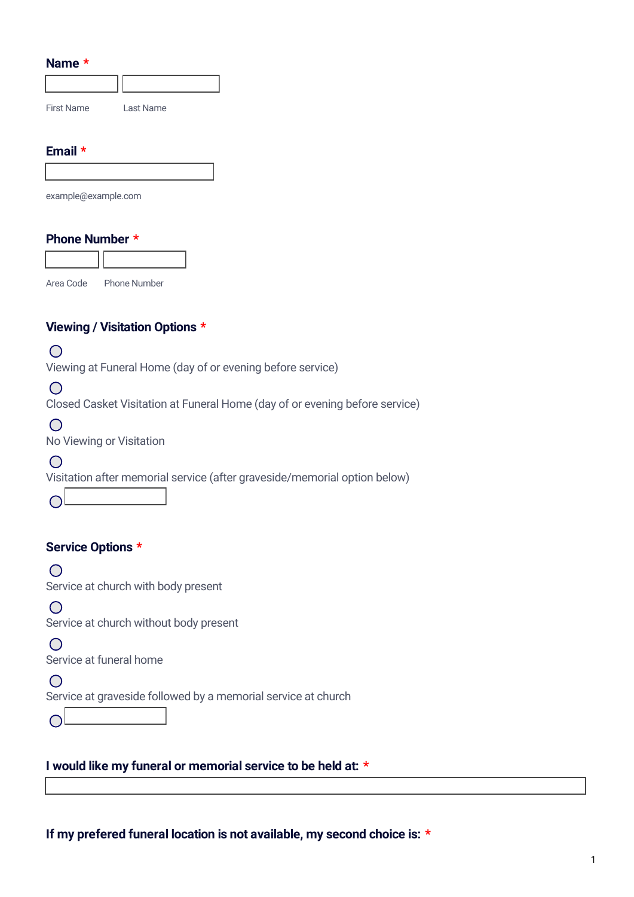**Name** *

First Name Last Name

**Email** *

example@example.com

**Phone Number** *

Area Code Phone Number

**Viewing / Visitation Options** *

- Viewing at Funeral Home (day of or evening before service)
- Closed Casket Visitation at Funeral Home (day of or evening before service)
- No Viewing or Visitation
- Visitation after memorial service (after graveside/memorial option below)
- 

**Service Options** *

- Service at church with body present
- Service at church without body present
- Service at funeral home
- Service at graveside followed by a memorial service at church
- 

**I would like my funeral or memorial service to be held at:** *

**If my prefered funeral location is not available, my second choice is:** *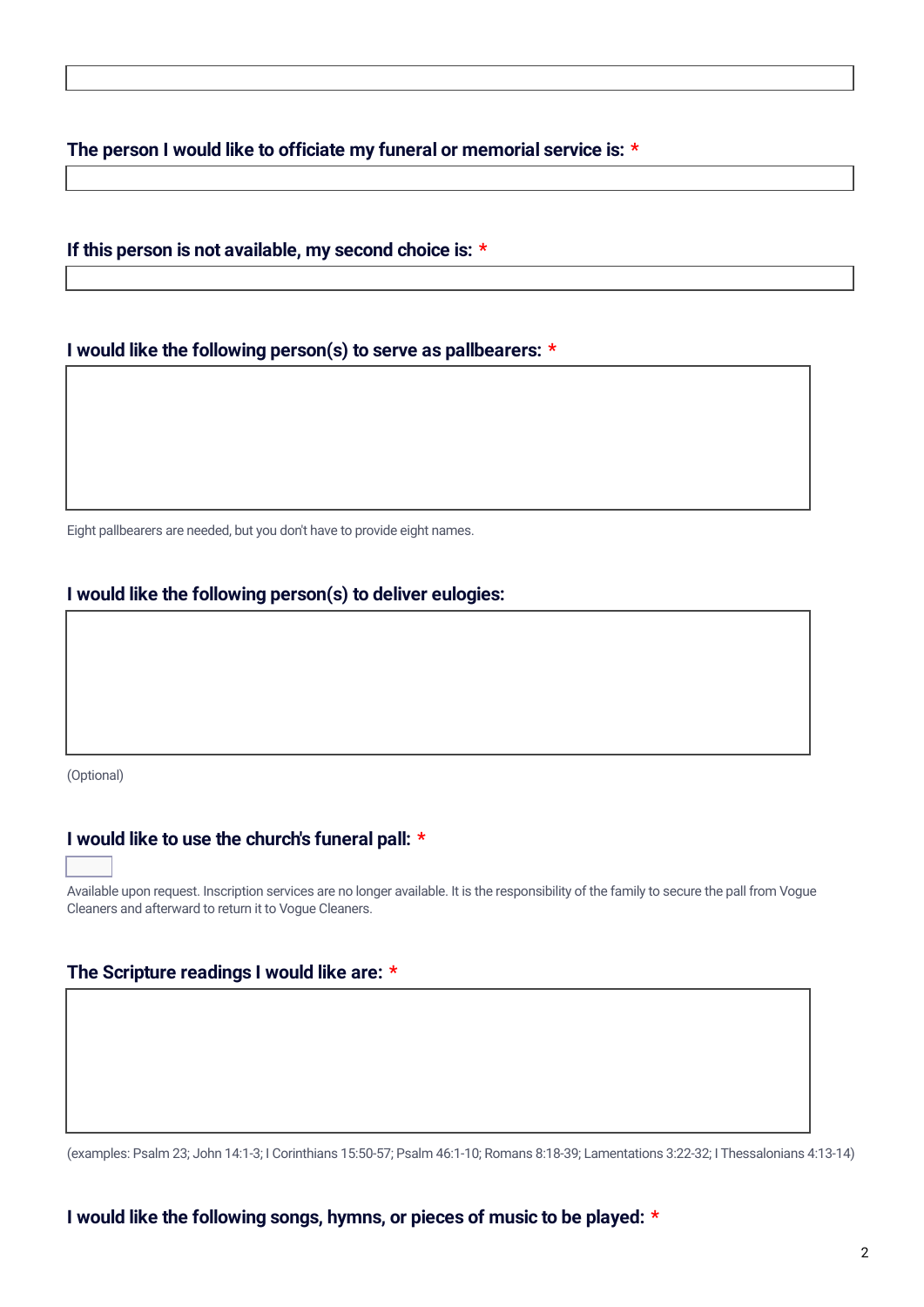**The person I would like to officiate my funeral or memorial service is:** *

**If this person is not available, my second choice is:** *

**I would like the following person(s) to serve as pallbearers:** *

Eight pallbearers are needed, but you don't have to provide eight names.

**I would like the following person(s) to deliver eulogies:**

(Optional)

**I would like to use the church's funeral pall:** *

Available upon request. Inscription services are no longer available. It is the responsibility of the family to secure the pall from Vogue Cleaners and afterward to return it to Vogue Cleaners.

**The Scripture readings I would like are:** *

(examples: Psalm 23; John 14:1-3; I Corinthians 15:50-57; Psalm 46:1-10; Romans 8:18-39; Lamentations 3:22-32; I Thessalonians 4:13-14)

**I would like the following songs, hymns, or pieces of music to be played:** *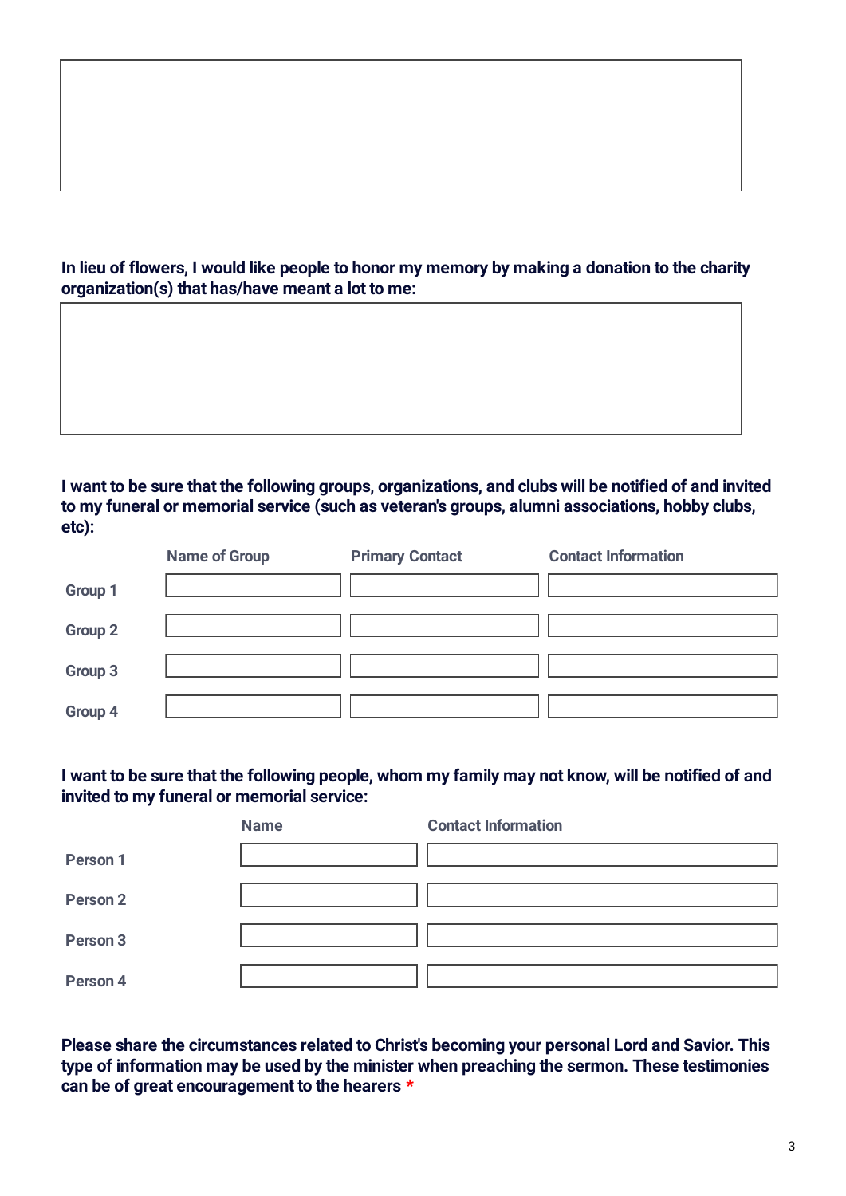**In lieu of flowers, I would like people to honor my memory by making a donation to the charity organization(s) that has/have meant a lot to me:**

**I want to be sure that the following groups, organizations, and clubs will be notified of and invited to my funeral or memorial service (such as veteran's groups, alumni associations, hobby clubs, etc):**

| | Name of Group | Primary Contact | Contact Information |
|---|---|---|---|
| Group 1 | | | |
| Group 2 | | | |
| Group 3 | | | |
| Group 4 | | | |

**I want to be sure that the following people, whom my family may not know, will be notified of and invited to my funeral or memorial service:**

| | Name | Contact Information |
|---|---|---|
| Person 1 | | |
| Person 2 | | |
| Person 3 | | |
| Person 4 | | |

**Please share the circumstances related to Christ's becoming your personal Lord and Savior. This type of information may be used by the minister when preaching the sermon. These testimonies can be of great encouragement to the hearers** *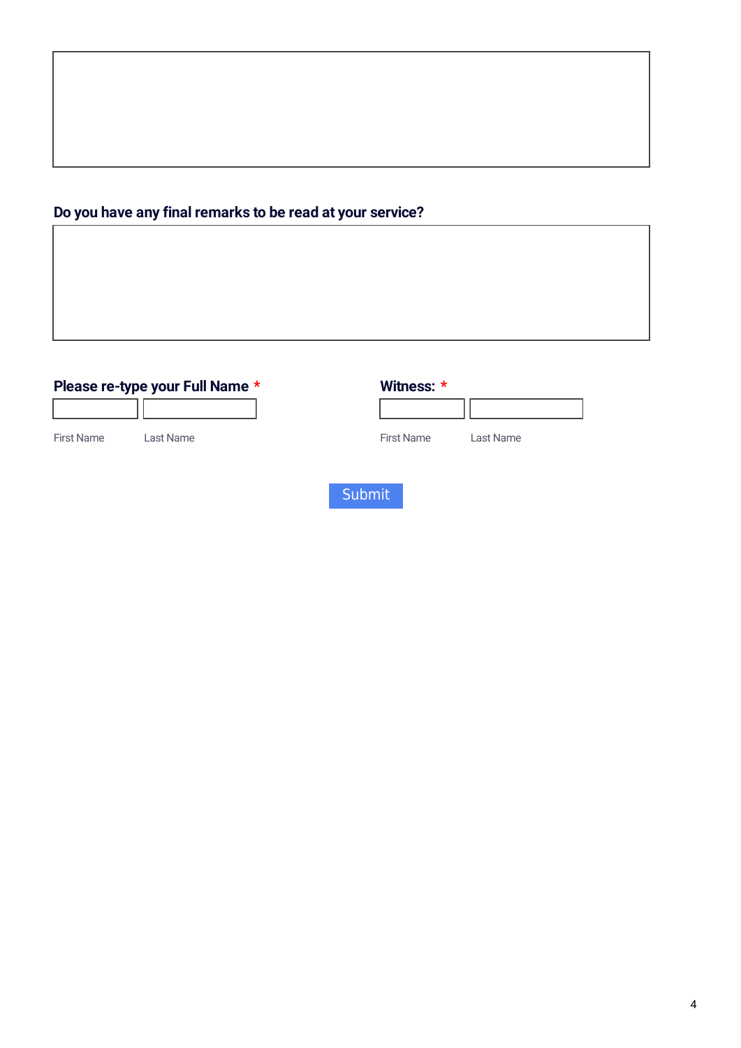**Do you have any final remarks to be read at your service?**

**Please re-type your Full Name** *

First Name

Last Name

**Witness:** *

First Name

Last Name

Submit